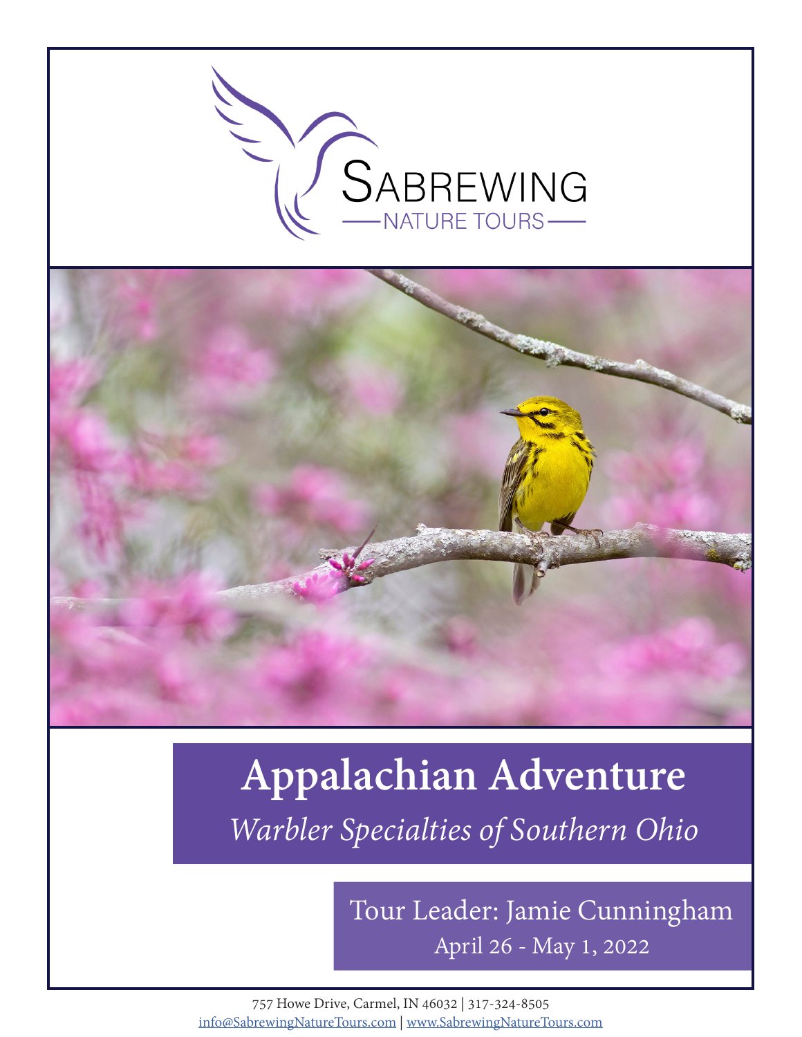SABREWING
NATURE TOURS

# Appalachian Adventure

*Warbler Specialties of Southern Ohio*

Tour Leader: Jamie Cunningham

April 26 - May 1, 2022

757 Howe Drive, Carmel, IN 46032 | 317-324-8505
info@SabrewingNatureTours.com | www.SabrewingNatureTours.com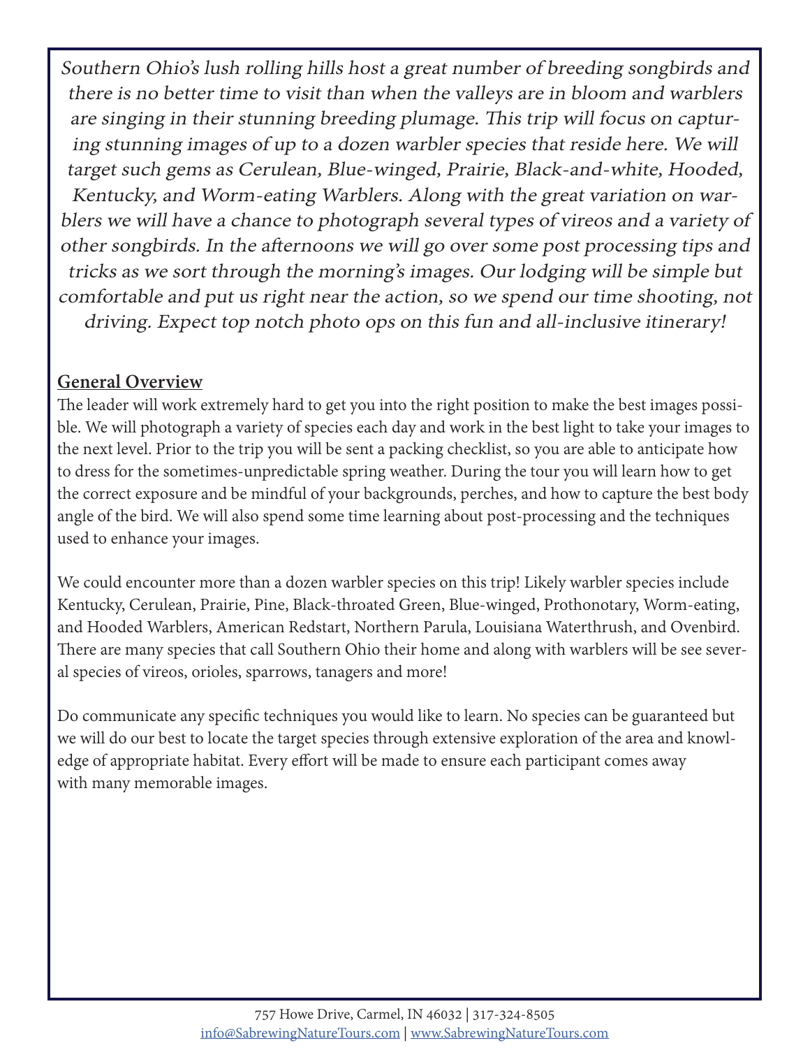*Southern Ohio's lush rolling hills host a great number of breeding songbirds and there is no better time to visit than when the valleys are in bloom and warblers are singing in their stunning breeding plumage. This trip will focus on capturing stunning images of up to a dozen warbler species that reside here. We will target such gems as Cerulean, Blue-winged, Prairie, Black-and-white, Hooded, Kentucky, and Worm-eating Warblers. Along with the great variation on warblers we will have a chance to photograph several types of vireos and a variety of other songbirds. In the afternoons we will go over some post processing tips and tricks as we sort through the morning's images. Our lodging will be simple but comfortable and put us right near the action, so we spend our time shooting, not driving. Expect top notch photo ops on this fun and all-inclusive itinerary!*

## General Overview

The leader will work extremely hard to get you into the right position to make the best images possible. We will photograph a variety of species each day and work in the best light to take your images to the next level. Prior to the trip you will be sent a packing checklist, so you are able to anticipate how to dress for the sometimes-unpredictable spring weather. During the tour you will learn how to get the correct exposure and be mindful of your backgrounds, perches, and how to capture the best body angle of the bird. We will also spend some time learning about post-processing and the techniques used to enhance your images.

We could encounter more than a dozen warbler species on this trip! Likely warbler species include Kentucky, Cerulean, Prairie, Pine, Black-throated Green, Blue-winged, Prothonotary, Worm-eating, and Hooded Warblers, American Redstart, Northern Parula, Louisiana Waterthrush, and Ovenbird. There are many species that call Southern Ohio their home and along with warblers will be see several species of vireos, orioles, sparrows, tanagers and more!

Do communicate any specific techniques you would like to learn. No species can be guaranteed but we will do our best to locate the target species through extensive exploration of the area and knowledge of appropriate habitat. Every effort will be made to ensure each participant comes away with many memorable images.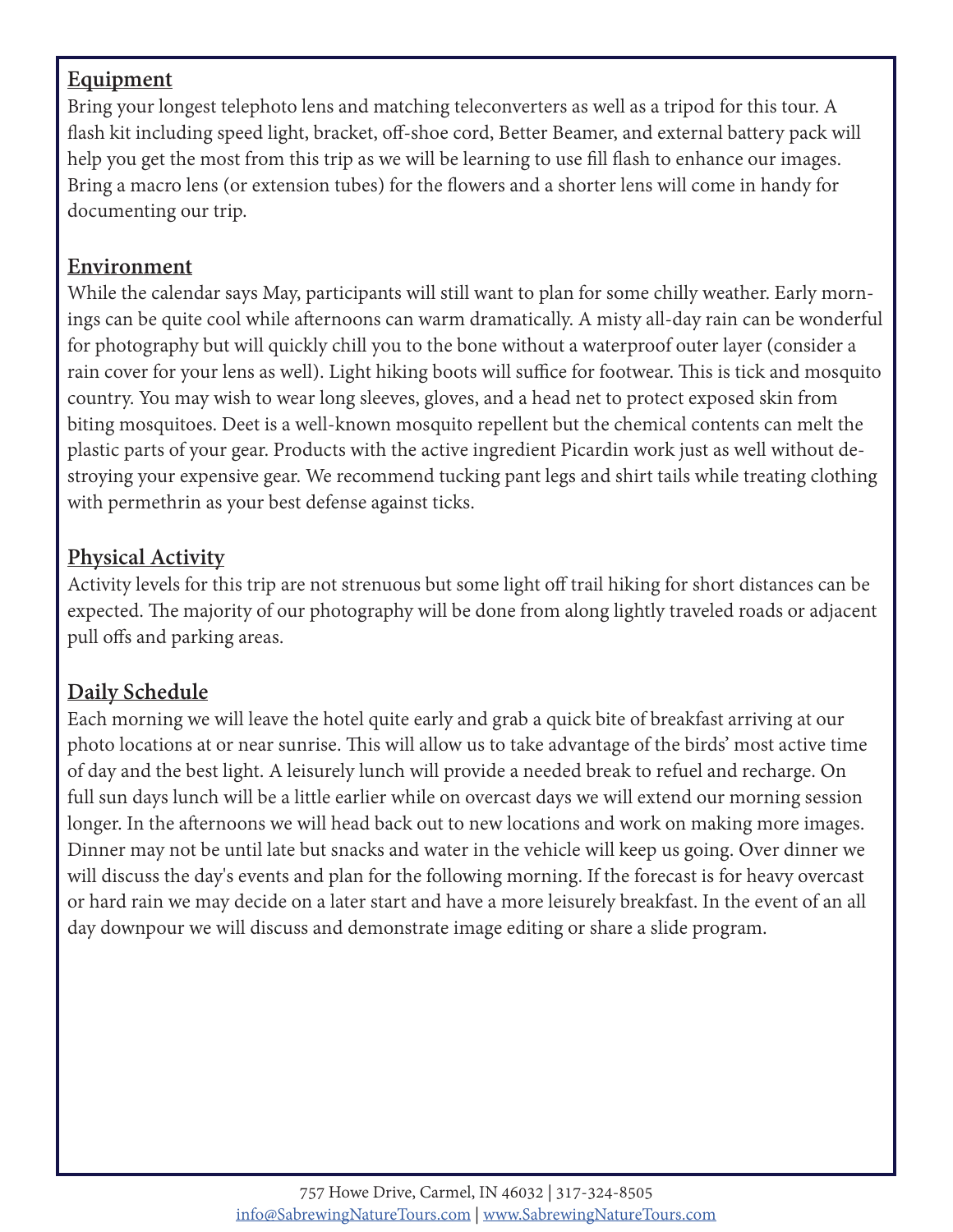## Equipment

Bring your longest telephoto lens and matching teleconverters as well as a tripod for this tour. A flash kit including speed light, bracket, off-shoe cord, Better Beamer, and external battery pack will help you get the most from this trip as we will be learning to use fill flash to enhance our images. Bring a macro lens (or extension tubes) for the flowers and a shorter lens will come in handy for documenting our trip.

## Environment

While the calendar says May, participants will still want to plan for some chilly weather. Early mornings can be quite cool while afternoons can warm dramatically. A misty all-day rain can be wonderful for photography but will quickly chill you to the bone without a waterproof outer layer (consider a rain cover for your lens as well). Light hiking boots will suffice for footwear. This is tick and mosquito country. You may wish to wear long sleeves, gloves, and a head net to protect exposed skin from biting mosquitoes. Deet is a well-known mosquito repellent but the chemical contents can melt the plastic parts of your gear. Products with the active ingredient Picardin work just as well without destroying your expensive gear. We recommend tucking pant legs and shirt tails while treating clothing with permethrin as your best defense against ticks.

## Physical Activity

Activity levels for this trip are not strenuous but some light off trail hiking for short distances can be expected. The majority of our photography will be done from along lightly traveled roads or adjacent pull offs and parking areas.

## Daily Schedule

Each morning we will leave the hotel quite early and grab a quick bite of breakfast arriving at our photo locations at or near sunrise. This will allow us to take advantage of the birds' most active time of day and the best light. A leisurely lunch will provide a needed break to refuel and recharge. On full sun days lunch will be a little earlier while on overcast days we will extend our morning session longer. In the afternoons we will head back out to new locations and work on making more images. Dinner may not be until late but snacks and water in the vehicle will keep us going. Over dinner we will discuss the day's events and plan for the following morning. If the forecast is for heavy overcast or hard rain we may decide on a later start and have a more leisurely breakfast. In the event of an all day downpour we will discuss and demonstrate image editing or share a slide program.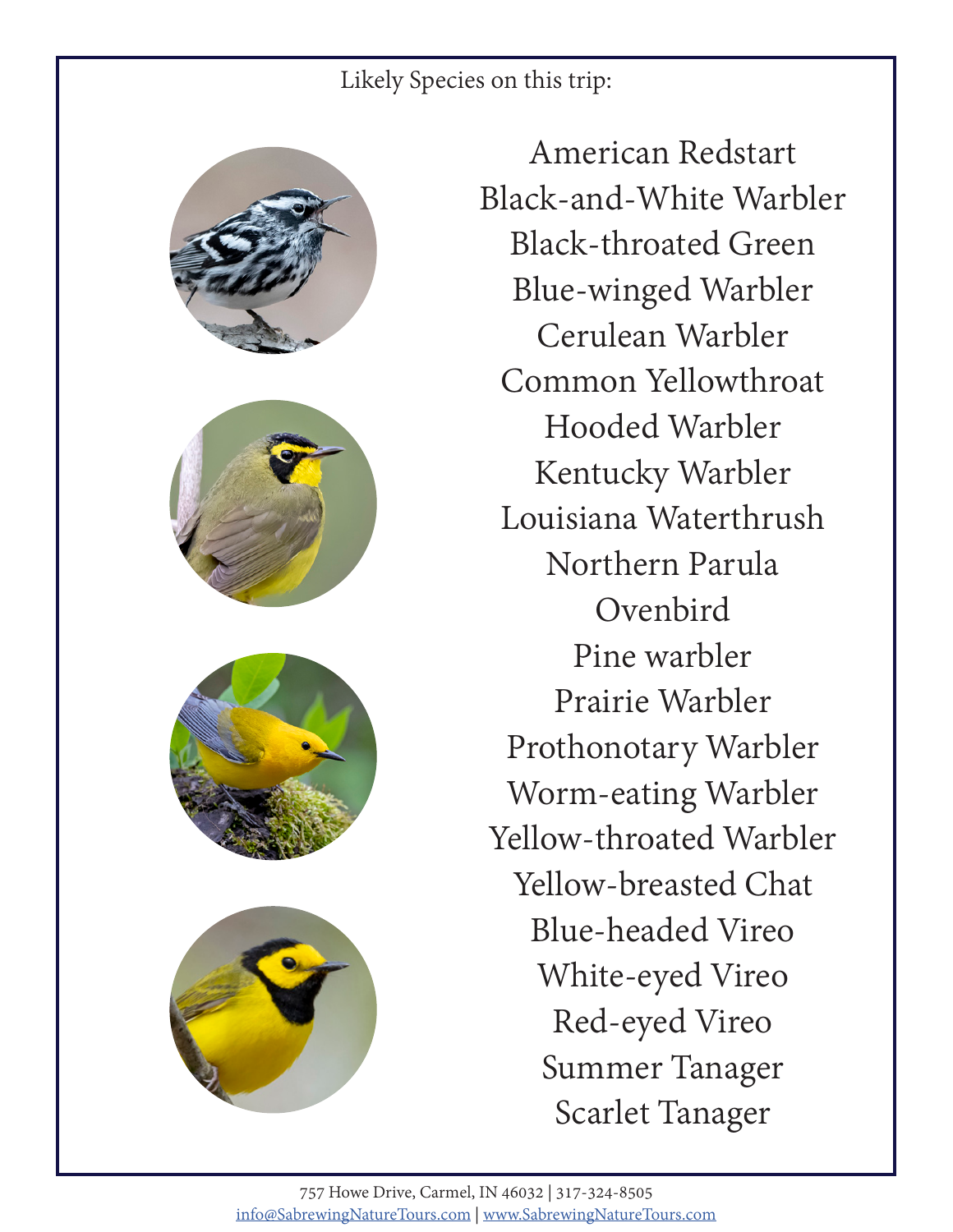Likely Species on this trip:

American Redstart
Black-and-White Warbler
Black-throated Green
Blue-winged Warbler
Cerulean Warbler
Common Yellowthroat
Hooded Warbler
Kentucky Warbler
Louisiana Waterthrush
Northern Parula
Ovenbird
Pine warbler
Prairie Warbler
Prothonotary Warbler
Worm-eating Warbler
Yellow-throated Warbler
Yellow-breasted Chat
Blue-headed Vireo
White-eyed Vireo
Red-eyed Vireo
Summer Tanager
Scarlet Tanager

757 Howe Drive, Carmel, IN 46032 | 317-324-8505
info@SabrewingNatureTours.com | www.SabrewingNatureTours.com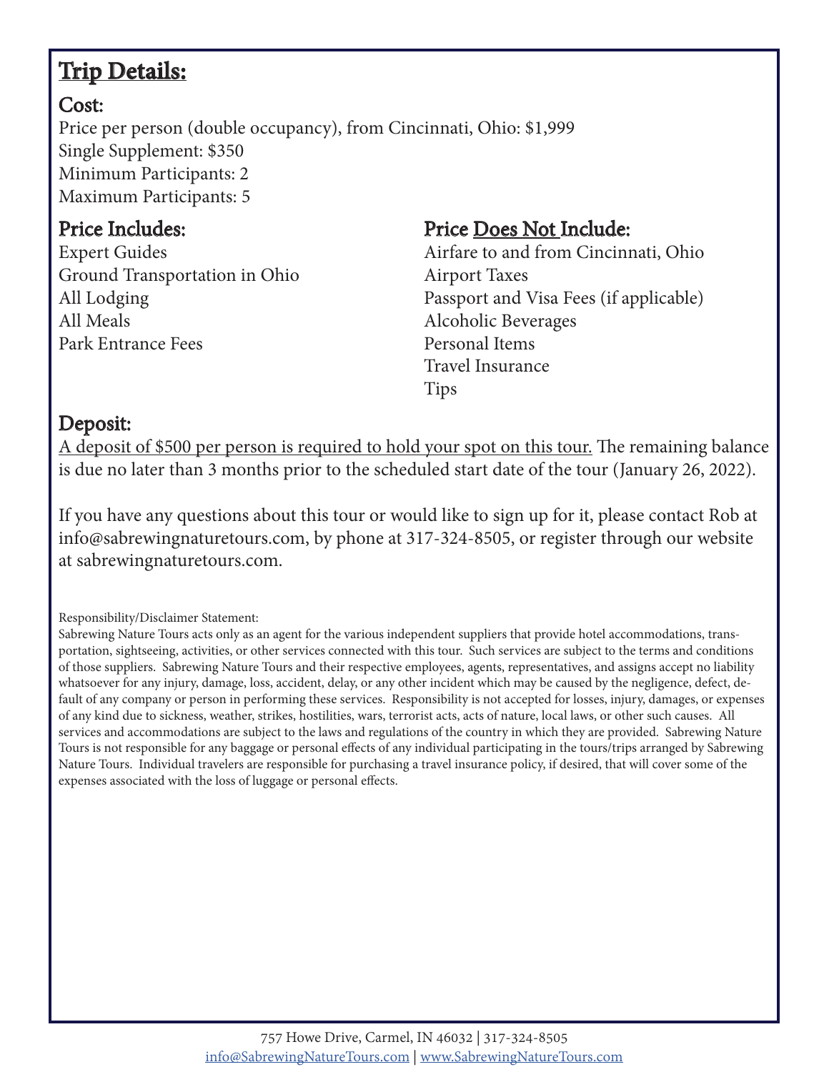## Trip Details:

### Cost:

Price per person (double occupancy), from Cincinnati, Ohio: $1,999
Single Supplement: $350
Minimum Participants: 2
Maximum Participants: 5

### Price Includes:

Expert Guides
Ground Transportation in Ohio
All Lodging
All Meals
Park Entrance Fees

### Price Does Not Include:

Airfare to and from Cincinnati, Ohio
Airport Taxes
Passport and Visa Fees (if applicable)
Alcoholic Beverages
Personal Items
Travel Insurance
Tips

### Deposit:

A deposit of $500 per person is required to hold your spot on this tour. The remaining balance is due no later than 3 months prior to the scheduled start date of the tour (January 26, 2022).

If you have any questions about this tour or would like to sign up for it, please contact Rob at info@sabrewingnaturetours.com, by phone at 317-324-8505, or register through our website at sabrewingnaturetours.com.

Responsibility/Disclaimer Statement:
Sabrewing Nature Tours acts only as an agent for the various independent suppliers that provide hotel accommodations, transportation, sightseeing, activities, or other services connected with this tour. Such services are subject to the terms and conditions of those suppliers. Sabrewing Nature Tours and their respective employees, agents, representatives, and assigns accept no liability whatsoever for any injury, damage, loss, accident, delay, or any other incident which may be caused by the negligence, defect, default of any company or person in performing these services. Responsibility is not accepted for losses, injury, damages, or expenses of any kind due to sickness, weather, strikes, hostilities, wars, terrorist acts, acts of nature, local laws, or other such causes. All services and accommodations are subject to the laws and regulations of the country in which they are provided. Sabrewing Nature Tours is not responsible for any baggage or personal effects of any individual participating in the tours/trips arranged by Sabrewing Nature Tours. Individual travelers are responsible for purchasing a travel insurance policy, if desired, that will cover some of the expenses associated with the loss of luggage or personal effects.

757 Howe Drive, Carmel, IN 46032 | 317-324-8505
info@SabrewingNatureTours.com | www.SabrewingNatureTours.com